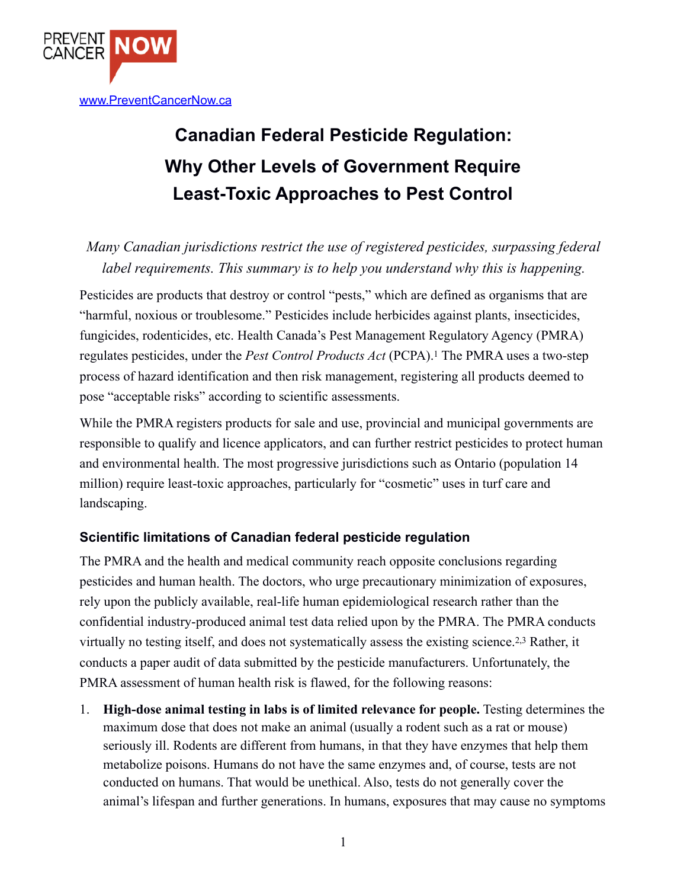PREVENT CANCER NOW

www.PreventCancerNow.ca

# Canadian Federal Pesticide Regulation: Why Other Levels of Government Require Least-Toxic Approaches to Pest Control

*Many Canadian jurisdictions restrict the use of registered pesticides, surpassing federal label requirements. This summary is to help you understand why this is happening.*

Pesticides are products that destroy or control "pests," which are defined as organisms that are "harmful, noxious or troublesome." Pesticides include herbicides against plants, insecticides, fungicides, rodenticides, etc. Health Canada's Pest Management Regulatory Agency (PMRA) regulates pesticides, under the *Pest Control Products Act* (PCPA).[1] The PMRA uses a two-step process of hazard identification and then risk management, registering all products deemed to pose "acceptable risks" according to scientific assessments.

While the PMRA registers products for sale and use, provincial and municipal governments are responsible to qualify and licence applicators, and can further restrict pesticides to protect human and environmental health. The most progressive jurisdictions such as Ontario (population 14 million) require least-toxic approaches, particularly for "cosmetic" uses in turf care and landscaping.

### Scientific limitations of Canadian federal pesticide regulation

The PMRA and the health and medical community reach opposite conclusions regarding pesticides and human health. The doctors, who urge precautionary minimization of exposures, rely upon the publicly available, real-life human epidemiological research rather than the confidential industry-produced animal test data relied upon by the PMRA. The PMRA conducts virtually no testing itself, and does not systematically assess the existing science.[2,3] Rather, it conducts a paper audit of data submitted by the pesticide manufacturers. Unfortunately, the PMRA assessment of human health risk is flawed, for the following reasons:

1. **High-dose animal testing in labs is of limited relevance for people.** Testing determines the maximum dose that does not make an animal (usually a rodent such as a rat or mouse) seriously ill. Rodents are different from humans, in that they have enzymes that help them metabolize poisons. Humans do not have the same enzymes and, of course, tests are not conducted on humans. That would be unethical. Also, tests do not generally cover the animal's lifespan and further generations. In humans, exposures that may cause no symptoms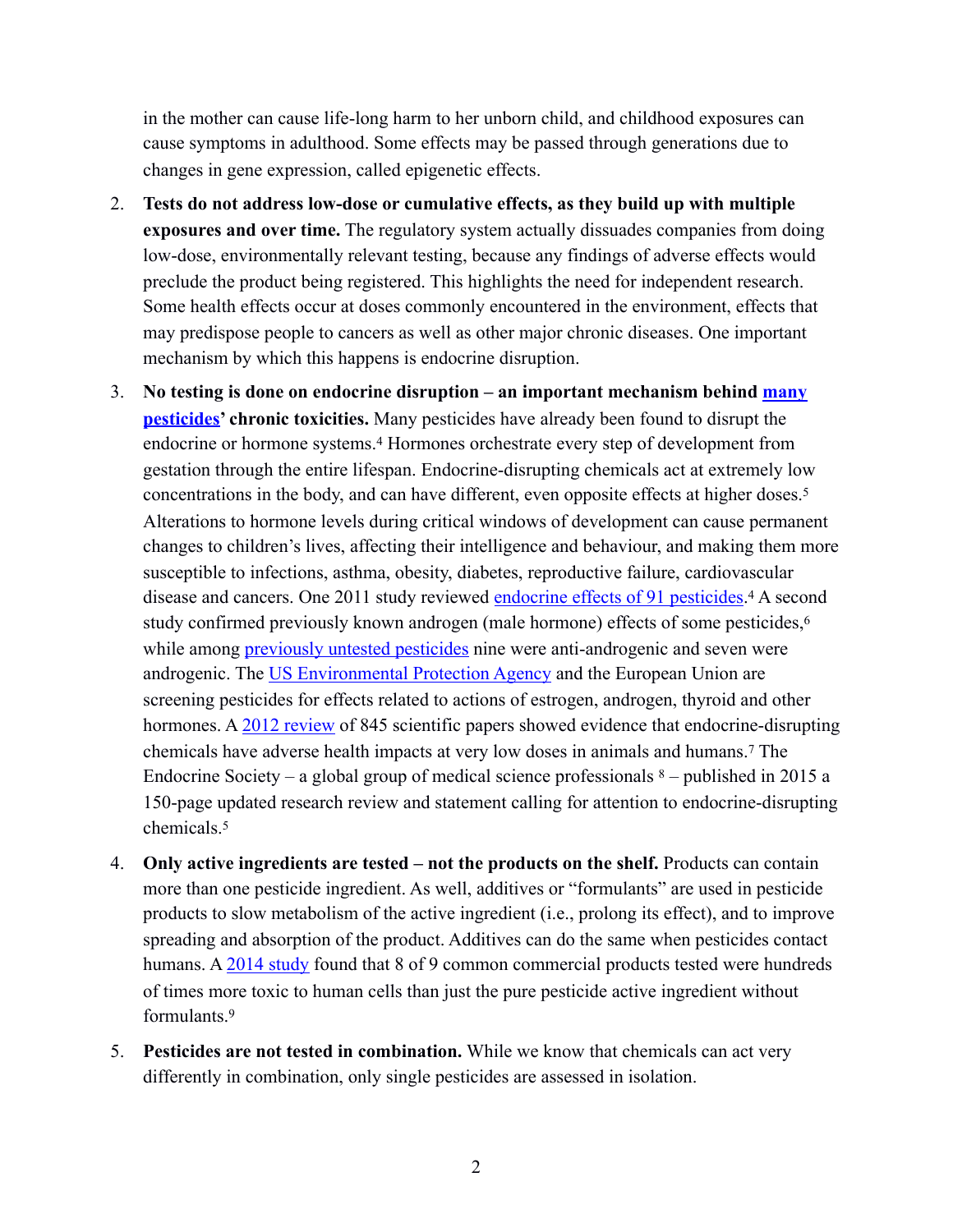in the mother can cause life-long harm to her unborn child, and childhood exposures can cause symptoms in adulthood. Some effects may be passed through generations due to changes in gene expression, called epigenetic effects.

2. **Tests do not address low-dose or cumulative effects, as they build up with multiple exposures and over time.** The regulatory system actually dissuades companies from doing low-dose, environmentally relevant testing, because any findings of adverse effects would preclude the product being registered. This highlights the need for independent research. Some health effects occur at doses commonly encountered in the environment, effects that may predispose people to cancers as well as other major chronic diseases. One important mechanism by which this happens is endocrine disruption.

3. **No testing is done on endocrine disruption – an important mechanism behind many pesticides' chronic toxicities.** Many pesticides have already been found to disrupt the endocrine or hormone systems.[4] Hormones orchestrate every step of development from gestation through the entire lifespan. Endocrine-disrupting chemicals act at extremely low concentrations in the body, and can have different, even opposite effects at higher doses.[5] Alterations to hormone levels during critical windows of development can cause permanent changes to children's lives, affecting their intelligence and behaviour, and making them more susceptible to infections, asthma, obesity, diabetes, reproductive failure, cardiovascular disease and cancers. One 2011 study reviewed endocrine effects of 91 pesticides.[4] A second study confirmed previously known androgen (male hormone) effects of some pesticides,[6] while among previously untested pesticides nine were anti-androgenic and seven were androgenic. The US Environmental Protection Agency and the European Union are screening pesticides for effects related to actions of estrogen, androgen, thyroid and other hormones. A 2012 review of 845 scientific papers showed evidence that endocrine-disrupting chemicals have adverse health impacts at very low doses in animals and humans.[7] The Endocrine Society – a global group of medical science professionals [8] – published in 2015 a 150-page updated research review and statement calling for attention to endocrine-disrupting chemicals.[5]

4. **Only active ingredients are tested – not the products on the shelf.** Products can contain more than one pesticide ingredient. As well, additives or "formulants" are used in pesticide products to slow metabolism of the active ingredient (i.e., prolong its effect), and to improve spreading and absorption of the product. Additives can do the same when pesticides contact humans. A 2014 study found that 8 of 9 common commercial products tested were hundreds of times more toxic to human cells than just the pure pesticide active ingredient without formulants.[9]

5. **Pesticides are not tested in combination.** While we know that chemicals can act very differently in combination, only single pesticides are assessed in isolation.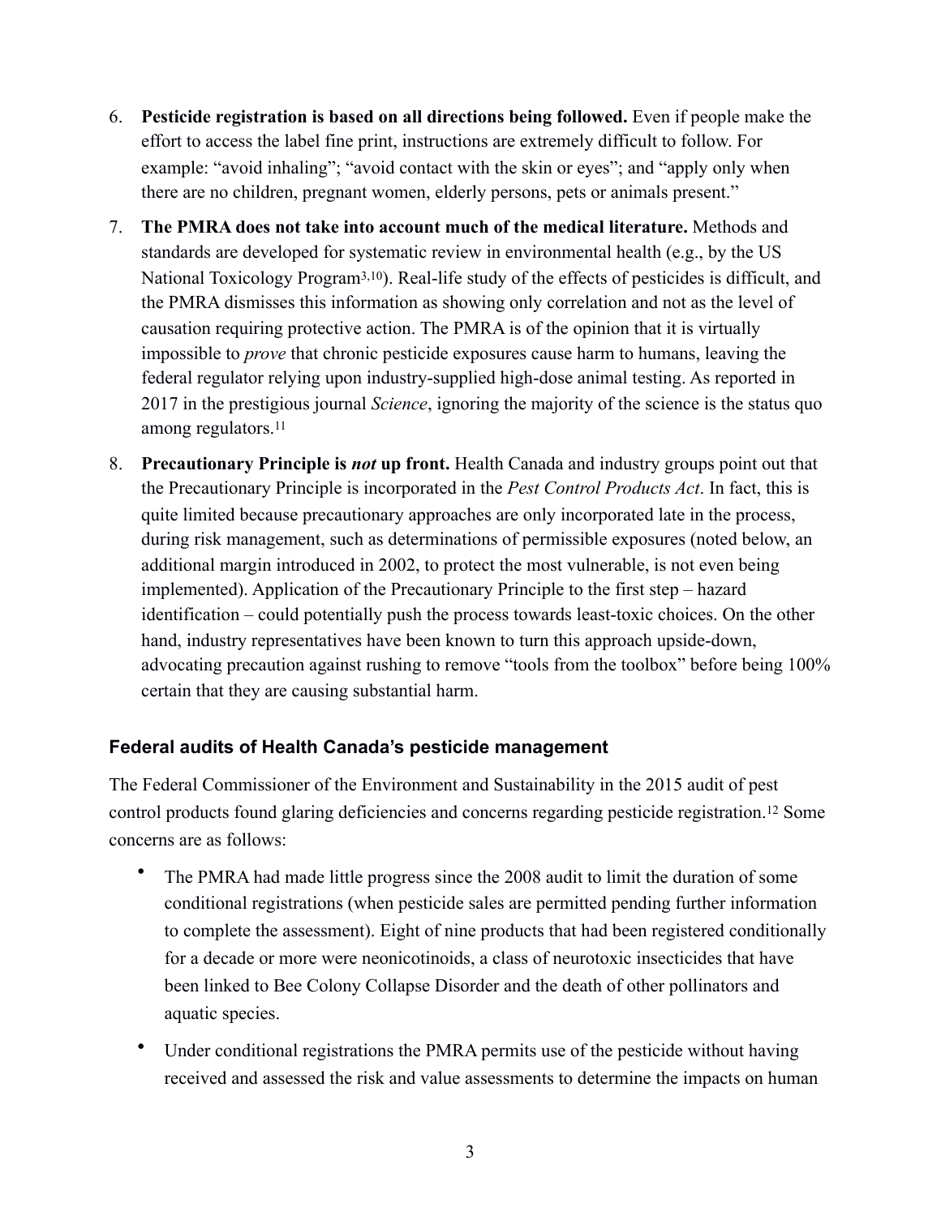6. **Pesticide registration is based on all directions being followed.** Even if people make the effort to access the label fine print, instructions are extremely difficult to follow. For example: "avoid inhaling"; "avoid contact with the skin or eyes"; and "apply only when there are no children, pregnant women, elderly persons, pets or animals present."

7. **The PMRA does not take into account much of the medical literature.** Methods and standards are developed for systematic review in environmental health (e.g., by the US National Toxicology Program[3,10]). Real-life study of the effects of pesticides is difficult, and the PMRA dismisses this information as showing only correlation and not as the level of causation requiring protective action. The PMRA is of the opinion that it is virtually impossible to *prove* that chronic pesticide exposures cause harm to humans, leaving the federal regulator relying upon industry-supplied high-dose animal testing. As reported in 2017 in the prestigious journal *Science*, ignoring the majority of the science is the status quo among regulators.[11]

8. **Precautionary Principle is *not* up front.** Health Canada and industry groups point out that the Precautionary Principle is incorporated in the *Pest Control Products Act*. In fact, this is quite limited because precautionary approaches are only incorporated late in the process, during risk management, such as determinations of permissible exposures (noted below, an additional margin introduced in 2002, to protect the most vulnerable, is not even being implemented). Application of the Precautionary Principle to the first step – hazard identification – could potentially push the process towards least-toxic choices. On the other hand, industry representatives have been known to turn this approach upside-down, advocating precaution against rushing to remove "tools from the toolbox" before being 100% certain that they are causing substantial harm.

### Federal audits of Health Canada's pesticide management

The Federal Commissioner of the Environment and Sustainability in the 2015 audit of pest control products found glaring deficiencies and concerns regarding pesticide registration.[12] Some concerns are as follows:

- The PMRA had made little progress since the 2008 audit to limit the duration of some conditional registrations (when pesticide sales are permitted pending further information to complete the assessment). Eight of nine products that had been registered conditionally for a decade or more were neonicotinoids, a class of neurotoxic insecticides that have been linked to Bee Colony Collapse Disorder and the death of other pollinators and aquatic species.

- Under conditional registrations the PMRA permits use of the pesticide without having received and assessed the risk and value assessments to determine the impacts on human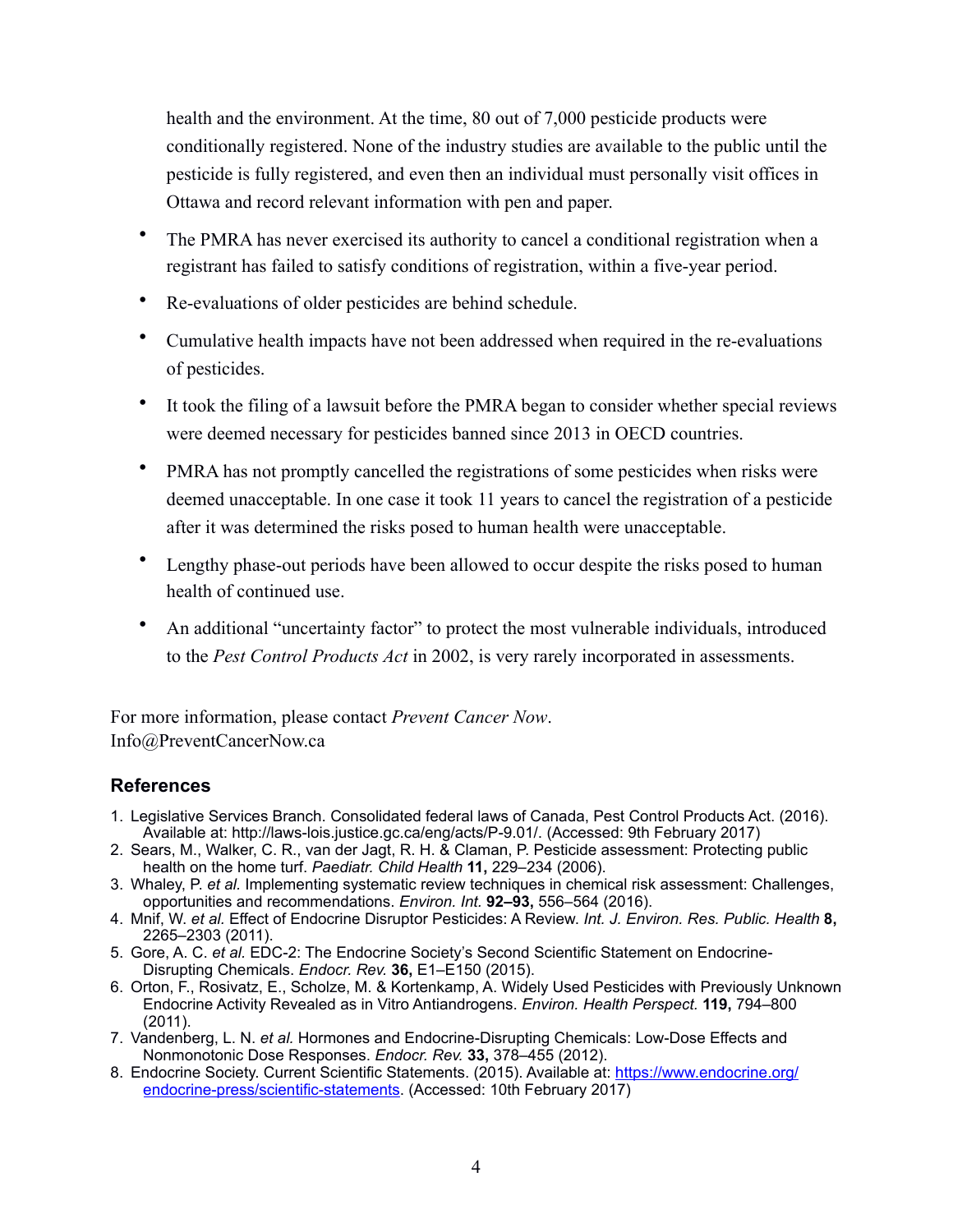health and the environment. At the time, 80 out of 7,000 pesticide products were conditionally registered. None of the industry studies are available to the public until the pesticide is fully registered, and even then an individual must personally visit offices in Ottawa and record relevant information with pen and paper.

- The PMRA has never exercised its authority to cancel a conditional registration when a registrant has failed to satisfy conditions of registration, within a five-year period.
- Re-evaluations of older pesticides are behind schedule.
- Cumulative health impacts have not been addressed when required in the re-evaluations of pesticides.
- It took the filing of a lawsuit before the PMRA began to consider whether special reviews were deemed necessary for pesticides banned since 2013 in OECD countries.
- PMRA has not promptly cancelled the registrations of some pesticides when risks were deemed unacceptable. In one case it took 11 years to cancel the registration of a pesticide after it was determined the risks posed to human health were unacceptable.
- Lengthy phase-out periods have been allowed to occur despite the risks posed to human health of continued use.
- An additional "uncertainty factor" to protect the most vulnerable individuals, introduced to the *Pest Control Products Act* in 2002, is very rarely incorporated in assessments.

For more information, please contact *Prevent Cancer Now*.
Info@PreventCancerNow.ca

### References

1. Legislative Services Branch. Consolidated federal laws of Canada, Pest Control Products Act. (2016). Available at: http://laws-lois.justice.gc.ca/eng/acts/P-9.01/. (Accessed: 9th February 2017)
2. Sears, M., Walker, C. R., van der Jagt, R. H. & Claman, P. Pesticide assessment: Protecting public health on the home turf. *Paediatr. Child Health* **11,** 229–234 (2006).
3. Whaley, P. *et al.* Implementing systematic review techniques in chemical risk assessment: Challenges, opportunities and recommendations. *Environ. Int.* **92–93,** 556–564 (2016).
4. Mnif, W. *et al.* Effect of Endocrine Disruptor Pesticides: A Review. *Int. J. Environ. Res. Public. Health* **8,** 2265–2303 (2011).
5. Gore, A. C. *et al.* EDC-2: The Endocrine Society's Second Scientific Statement on Endocrine-Disrupting Chemicals. *Endocr. Rev.* **36,** E1–E150 (2015).
6. Orton, F., Rosivatz, E., Scholze, M. & Kortenkamp, A. Widely Used Pesticides with Previously Unknown Endocrine Activity Revealed as in Vitro Antiandrogens. *Environ. Health Perspect.* **119,** 794–800 (2011).
7. Vandenberg, L. N. *et al.* Hormones and Endocrine-Disrupting Chemicals: Low-Dose Effects and Nonmonotonic Dose Responses. *Endocr. Rev.* **33,** 378–455 (2012).
8. Endocrine Society. Current Scientific Statements. (2015). Available at: [https://www.endocrine.org/endocrine-press/scientific-statements](https://www.endocrine.org/endocrine-press/scientific-statements). (Accessed: 10th February 2017)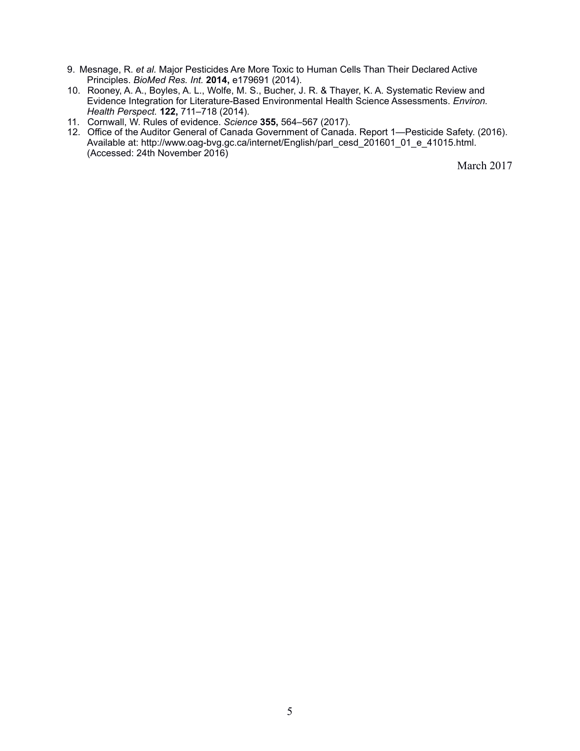9. Mesnage, R. *et al.* Major Pesticides Are More Toxic to Human Cells Than Their Declared Active Principles. *BioMed Res. Int.* **2014,** e179691 (2014).
10. Rooney, A. A., Boyles, A. L., Wolfe, M. S., Bucher, J. R. & Thayer, K. A. Systematic Review and Evidence Integration for Literature-Based Environmental Health Science Assessments. *Environ. Health Perspect.* **122,** 711–718 (2014).
11. Cornwall, W. Rules of evidence. *Science* **355,** 564–567 (2017).
12. Office of the Auditor General of Canada Government of Canada. Report 1—Pesticide Safety. (2016). Available at: http://www.oag-bvg.gc.ca/internet/English/parl_cesd_201601_01_e_41015.html. (Accessed: 24th November 2016)

March 2017